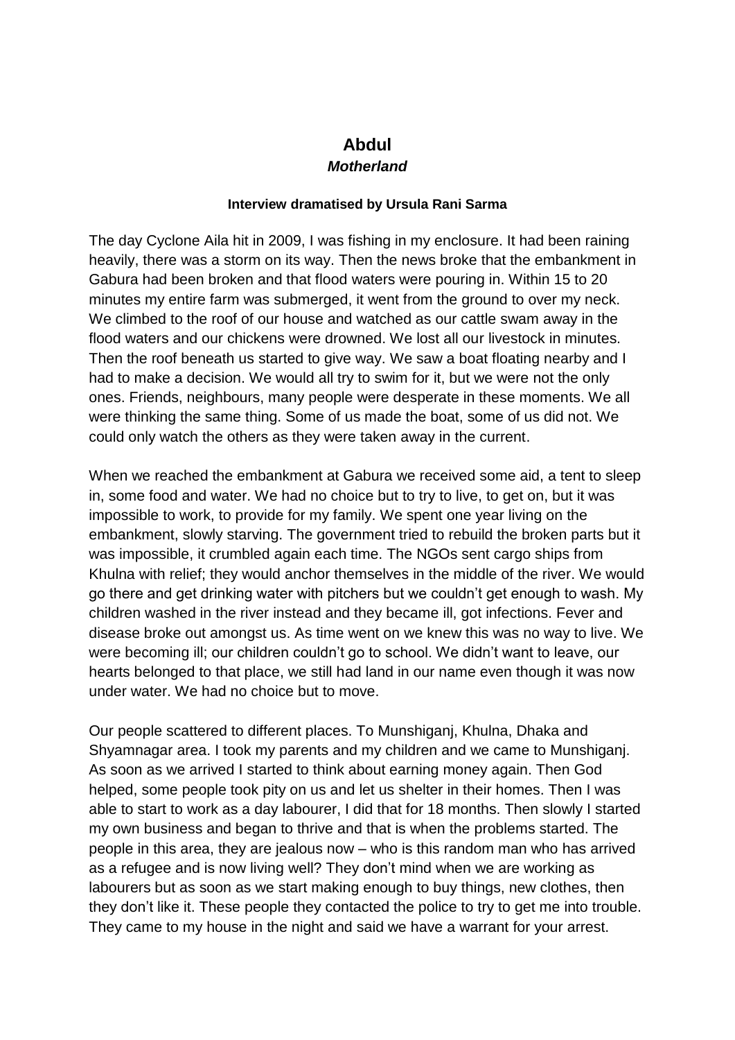# Abdul

### ***Motherland***

**Interview dramatised by Ursula Rani Sarma**

The day Cyclone Aila hit in 2009, I was fishing in my enclosure. It had been raining heavily, there was a storm on its way. Then the news broke that the embankment in Gabura had been broken and that flood waters were pouring in. Within 15 to 20 minutes my entire farm was submerged, it went from the ground to over my neck. We climbed to the roof of our house and watched as our cattle swam away in the flood waters and our chickens were drowned. We lost all our livestock in minutes. Then the roof beneath us started to give way. We saw a boat floating nearby and I had to make a decision. We would all try to swim for it, but we were not the only ones. Friends, neighbours, many people were desperate in these moments. We all were thinking the same thing. Some of us made the boat, some of us did not. We could only watch the others as they were taken away in the current.

When we reached the embankment at Gabura we received some aid, a tent to sleep in, some food and water. We had no choice but to try to live, to get on, but it was impossible to work, to provide for my family. We spent one year living on the embankment, slowly starving. The government tried to rebuild the broken parts but it was impossible, it crumbled again each time. The NGOs sent cargo ships from Khulna with relief; they would anchor themselves in the middle of the river. We would go there and get drinking water with pitchers but we couldn't get enough to wash. My children washed in the river instead and they became ill, got infections. Fever and disease broke out amongst us. As time went on we knew this was no way to live. We were becoming ill; our children couldn't go to school. We didn't want to leave, our hearts belonged to that place, we still had land in our name even though it was now under water. We had no choice but to move.

Our people scattered to different places. To Munshiganj, Khulna, Dhaka and Shyamnagar area. I took my parents and my children and we came to Munshiganj. As soon as we arrived I started to think about earning money again. Then God helped, some people took pity on us and let us shelter in their homes. Then I was able to start to work as a day labourer, I did that for 18 months. Then slowly I started my own business and began to thrive and that is when the problems started. The people in this area, they are jealous now – who is this random man who has arrived as a refugee and is now living well? They don't mind when we are working as labourers but as soon as we start making enough to buy things, new clothes, then they don't like it. These people they contacted the police to try to get me into trouble. They came to my house in the night and said we have a warrant for your arrest.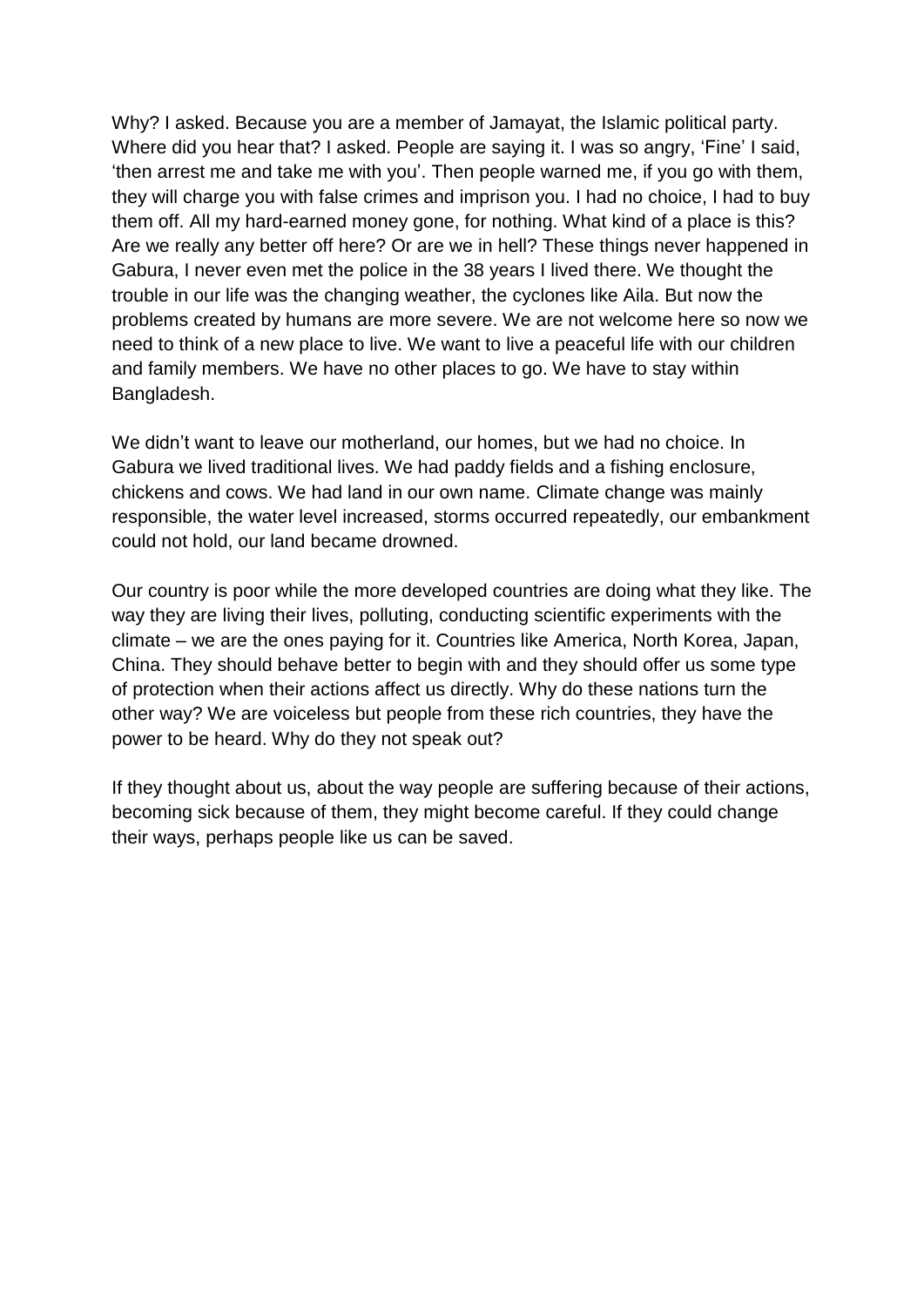Why? I asked. Because you are a member of Jamayat, the Islamic political party. Where did you hear that? I asked. People are saying it. I was so angry, 'Fine' I said, 'then arrest me and take me with you'. Then people warned me, if you go with them, they will charge you with false crimes and imprison you. I had no choice, I had to buy them off. All my hard-earned money gone, for nothing. What kind of a place is this? Are we really any better off here? Or are we in hell? These things never happened in Gabura, I never even met the police in the 38 years I lived there. We thought the trouble in our life was the changing weather, the cyclones like Aila. But now the problems created by humans are more severe. We are not welcome here so now we need to think of a new place to live. We want to live a peaceful life with our children and family members. We have no other places to go. We have to stay within Bangladesh.

We didn't want to leave our motherland, our homes, but we had no choice. In Gabura we lived traditional lives. We had paddy fields and a fishing enclosure, chickens and cows. We had land in our own name. Climate change was mainly responsible, the water level increased, storms occurred repeatedly, our embankment could not hold, our land became drowned.

Our country is poor while the more developed countries are doing what they like. The way they are living their lives, polluting, conducting scientific experiments with the climate – we are the ones paying for it. Countries like America, North Korea, Japan, China. They should behave better to begin with and they should offer us some type of protection when their actions affect us directly. Why do these nations turn the other way? We are voiceless but people from these rich countries, they have the power to be heard. Why do they not speak out?

If they thought about us, about the way people are suffering because of their actions, becoming sick because of them, they might become careful. If they could change their ways, perhaps people like us can be saved.